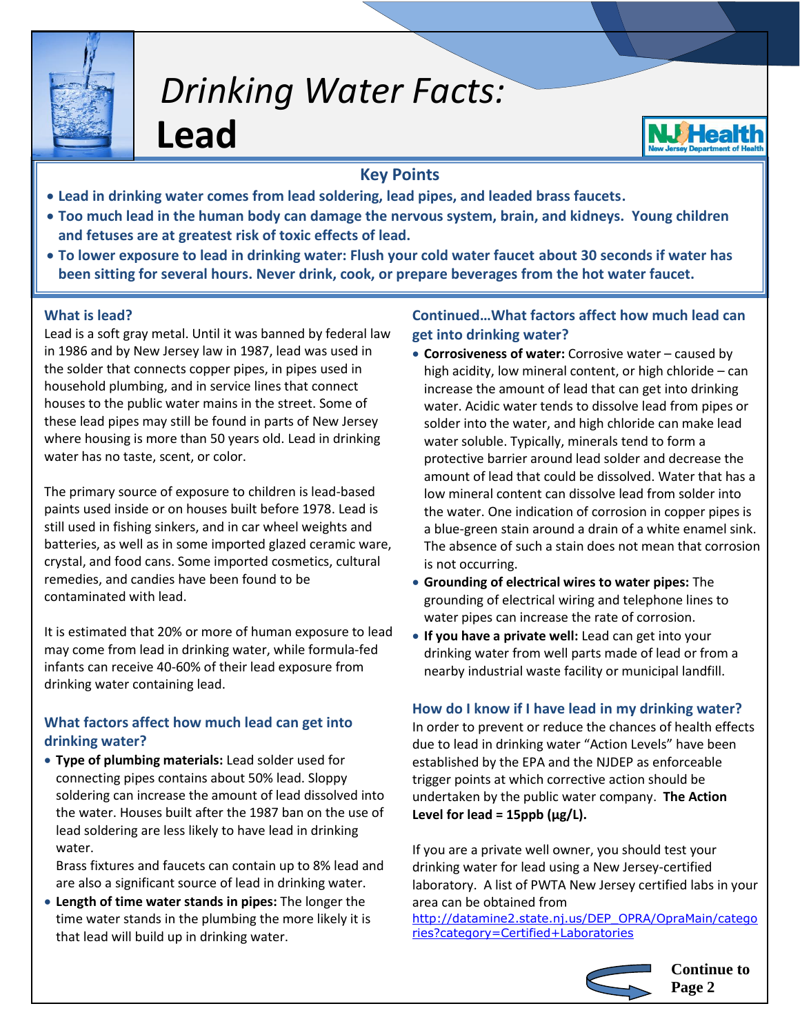# *Drinking Water Facts:* Lead

## Key Points

- **Lead in drinking water comes from lead soldering, lead pipes, and leaded brass faucets.**
- **Too much lead in the human body can damage the nervous system, brain, and kidneys. Young children and fetuses are at greatest risk of toxic effects of lead.**
- **To lower exposure to lead in drinking water: Flush your cold water faucet about 30 seconds if water has been sitting for several hours. Never drink, cook, or prepare beverages from the hot water faucet.**

### What is lead?

Lead is a soft gray metal. Until it was banned by federal law in 1986 and by New Jersey law in 1987, lead was used in the solder that connects copper pipes, in pipes used in household plumbing, and in service lines that connect houses to the public water mains in the street. Some of these lead pipes may still be found in parts of New Jersey where housing is more than 50 years old. Lead in drinking water has no taste, scent, or color.

The primary source of exposure to children is lead-based paints used inside or on houses built before 1978. Lead is still used in fishing sinkers, and in car wheel weights and batteries, as well as in some imported glazed ceramic ware, crystal, and food cans. Some imported cosmetics, cultural remedies, and candies have been found to be contaminated with lead.

It is estimated that 20% or more of human exposure to lead may come from lead in drinking water, while formula-fed infants can receive 40-60% of their lead exposure from drinking water containing lead.

### What factors affect how much lead can get into drinking water?

- **Type of plumbing materials:** Lead solder used for connecting pipes contains about 50% lead. Sloppy soldering can increase the amount of lead dissolved into the water. Houses built after the 1987 ban on the use of lead soldering are less likely to have lead in drinking water.

  Brass fixtures and faucets can contain up to 8% lead and are also a significant source of lead in drinking water.
- **Length of time water stands in pipes:** The longer the time water stands in the plumbing the more likely it is that lead will build up in drinking water.

### Continued…What factors affect how much lead can get into drinking water?

- **Corrosiveness of water:** Corrosive water – caused by high acidity, low mineral content, or high chloride – can increase the amount of lead that can get into drinking water. Acidic water tends to dissolve lead from pipes or solder into the water, and high chloride can make lead water soluble. Typically, minerals tend to form a protective barrier around lead solder and decrease the amount of lead that could be dissolved. Water that has a low mineral content can dissolve lead from solder into the water. One indication of corrosion in copper pipes is a blue-green stain around a drain of a white enamel sink. The absence of such a stain does not mean that corrosion is not occurring.
- **Grounding of electrical wires to water pipes:** The grounding of electrical wiring and telephone lines to water pipes can increase the rate of corrosion.
- **If you have a private well:** Lead can get into your drinking water from well parts made of lead or from a nearby industrial waste facility or municipal landfill.

### How do I know if I have lead in my drinking water?

In order to prevent or reduce the chances of health effects due to lead in drinking water "Action Levels" have been established by the EPA and the NJDEP as enforceable trigger points at which corrective action should be undertaken by the public water company. **The Action Level for lead = 15ppb (µg/L).**

If you are a private well owner, you should test your drinking water for lead using a New Jersey-certified laboratory. A list of PWTA New Jersey certified labs in your area can be obtained from http://datamine2.state.nj.us/DEP_OPRA/OpraMain/categories?category=Certified+Laboratories

**Continue to Page 2**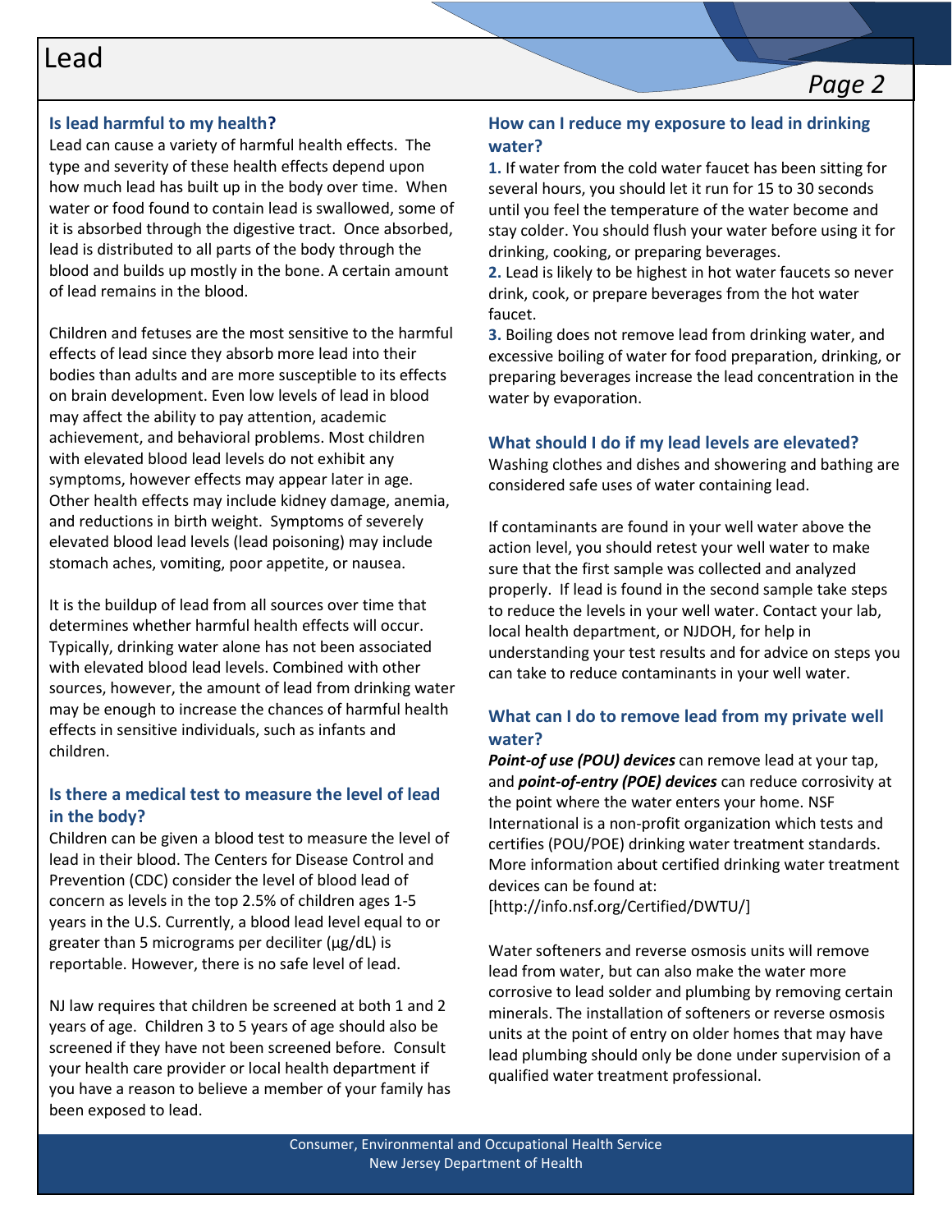## Is lead harmful to my health?

Lead can cause a variety of harmful health effects. The type and severity of these health effects depend upon how much lead has built up in the body over time. When water or food found to contain lead is swallowed, some of it is absorbed through the digestive tract. Once absorbed, lead is distributed to all parts of the body through the blood and builds up mostly in the bone. A certain amount of lead remains in the blood.

Children and fetuses are the most sensitive to the harmful effects of lead since they absorb more lead into their bodies than adults and are more susceptible to its effects on brain development. Even low levels of lead in blood may affect the ability to pay attention, academic achievement, and behavioral problems. Most children with elevated blood lead levels do not exhibit any symptoms, however effects may appear later in age. Other health effects may include kidney damage, anemia, and reductions in birth weight. Symptoms of severely elevated blood lead levels (lead poisoning) may include stomach aches, vomiting, poor appetite, or nausea.

It is the buildup of lead from all sources over time that determines whether harmful health effects will occur. Typically, drinking water alone has not been associated with elevated blood lead levels. Combined with other sources, however, the amount of lead from drinking water may be enough to increase the chances of harmful health effects in sensitive individuals, such as infants and children.

## Is there a medical test to measure the level of lead in the body?

Children can be given a blood test to measure the level of lead in their blood. The Centers for Disease Control and Prevention (CDC) consider the level of blood lead of concern as levels in the top 2.5% of children ages 1-5 years in the U.S. Currently, a blood lead level equal to or greater than 5 micrograms per deciliter (µg/dL) is reportable. However, there is no safe level of lead.

NJ law requires that children be screened at both 1 and 2 years of age. Children 3 to 5 years of age should also be screened if they have not been screened before. Consult your health care provider or local health department if you have a reason to believe a member of your family has been exposed to lead.

## How can I reduce my exposure to lead in drinking water?

**1.** If water from the cold water faucet has been sitting for several hours, you should let it run for 15 to 30 seconds until you feel the temperature of the water become and stay colder. You should flush your water before using it for drinking, cooking, or preparing beverages.

**2.** Lead is likely to be highest in hot water faucets so never drink, cook, or prepare beverages from the hot water faucet.

**3.** Boiling does not remove lead from drinking water, and excessive boiling of water for food preparation, drinking, or preparing beverages increase the lead concentration in the water by evaporation.

## What should I do if my lead levels are elevated?

Washing clothes and dishes and showering and bathing are considered safe uses of water containing lead.

If contaminants are found in your well water above the action level, you should retest your well water to make sure that the first sample was collected and analyzed properly. If lead is found in the second sample take steps to reduce the levels in your well water. Contact your lab, local health department, or NJDOH, for help in understanding your test results and for advice on steps you can take to reduce contaminants in your well water.

## What can I do to remove lead from my private well water?

***Point-of use (POU) devices*** can remove lead at your tap, and ***point-of-entry (POE) devices*** can reduce corrosivity at the point where the water enters your home. NSF International is a non-profit organization which tests and certifies (POU/POE) drinking water treatment standards. More information about certified drinking water treatment devices can be found at: [http://info.nsf.org/Certified/DWTU/]

Water softeners and reverse osmosis units will remove lead from water, but can also make the water more corrosive to lead solder and plumbing by removing certain minerals. The installation of softeners or reverse osmosis units at the point of entry on older homes that may have lead plumbing should only be done under supervision of a qualified water treatment professional.